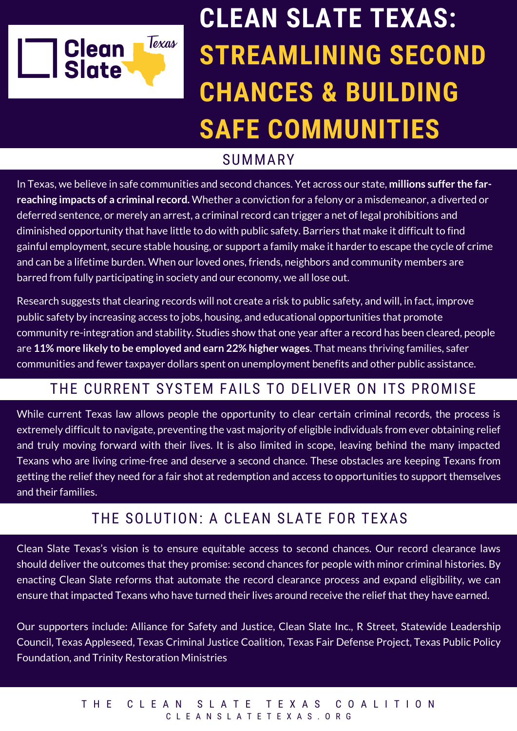# CLEAN SLATE TEXAS: STREAMLINING SECOND CHANCES & BUILDING SAFE COMMUNITIES

## SUMMARY

In Texas, we believe in safe communities and second chances. Yet across our state, **millions suffer the far-reaching impacts of a criminal record.** Whether a conviction for a felony or a misdemeanor, a diverted or deferred sentence, or merely an arrest, a criminal record can trigger a net of legal prohibitions and diminished opportunity that have little to do with public safety. Barriers that make it difficult to find gainful employment, secure stable housing, or support a family make it harder to escape the cycle of crime and can be a lifetime burden. When our loved ones, friends, neighbors and community members are barred from fully participating in society and our economy, we all lose out.

Research suggests that clearing records will not create a risk to public safety, and will, in fact, improve public safety by increasing access to jobs, housing, and educational opportunities that promote community re-integration and stability. Studies show that one year after a record has been cleared, people are **11% more likely to be employed and earn 22% higher wages**. That means thriving families, safer communities and fewer taxpayer dollars spent on unemployment benefits and other public assistance.

## THE CURRENT SYSTEM FAILS TO DELIVER ON ITS PROMISE

While current Texas law allows people the opportunity to clear certain criminal records, the process is extremely difficult to navigate, preventing the vast majority of eligible individuals from ever obtaining relief and truly moving forward with their lives. It is also limited in scope, leaving behind the many impacted Texans who are living crime-free and deserve a second chance. These obstacles are keeping Texans from getting the relief they need for a fair shot at redemption and access to opportunities to support themselves and their families.

## THE SOLUTION: A CLEAN SLATE FOR TEXAS

Clean Slate Texas's vision is to ensure equitable access to second chances. Our record clearance laws should deliver the outcomes that they promise: second chances for people with minor criminal histories. By enacting Clean Slate reforms that automate the record clearance process and expand eligibility, we can ensure that impacted Texans who have turned their lives around receive the relief that they have earned.

Our supporters include: Alliance for Safety and Justice, Clean Slate Inc., R Street, Statewide Leadership Council, Texas Appleseed, Texas Criminal Justice Coalition, Texas Fair Defense Project, Texas Public Policy Foundation, and Trinity Restoration Ministries

THE CLEAN SLATE TEXAS COALITION
CLEANSLATETEXAS.ORG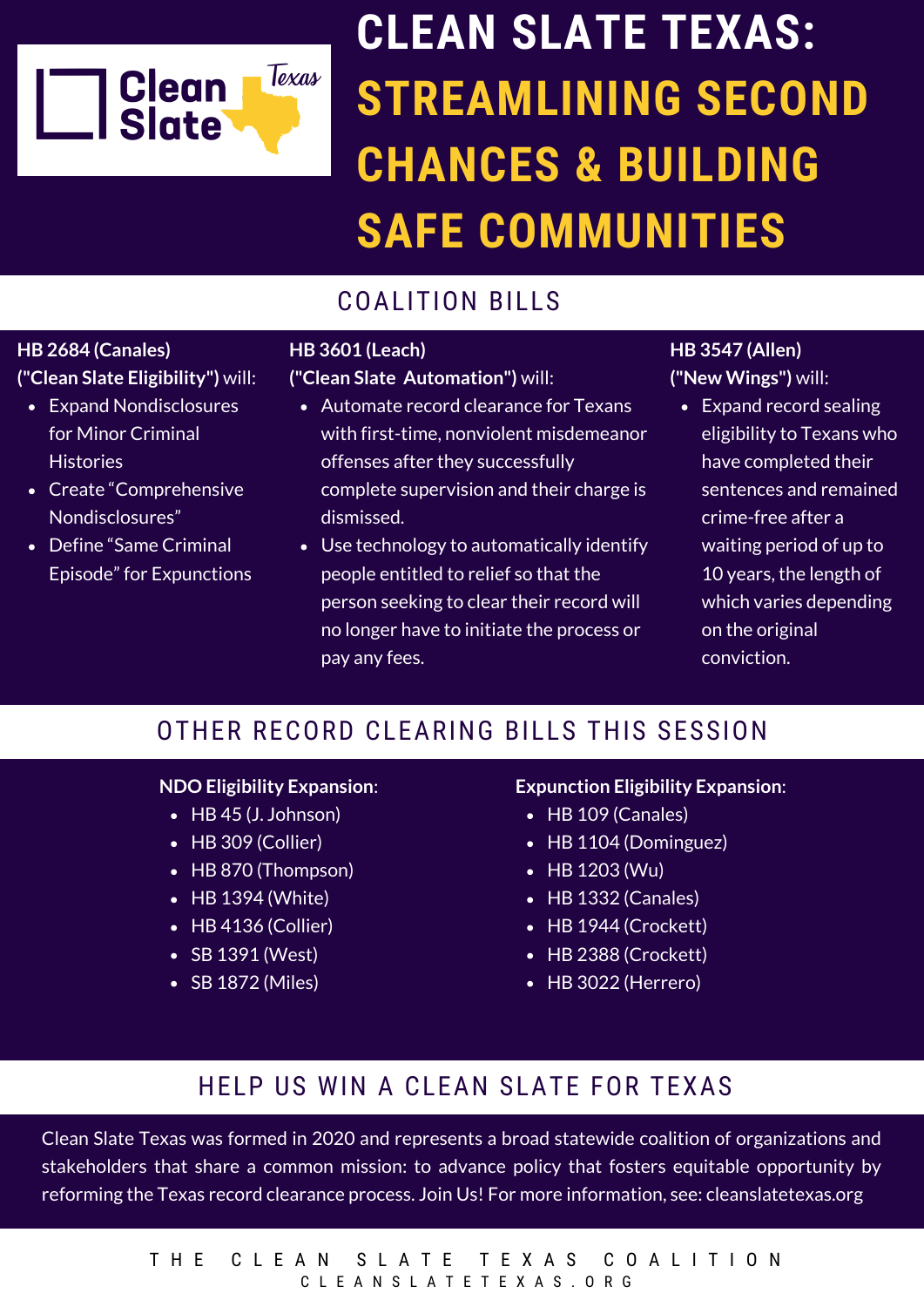# CLEAN SLATE TEXAS: STREAMLINING SECOND CHANCES & BUILDING SAFE COMMUNITIES

## COALITION BILLS

**HB 2684 (Canales)**
**("Clean Slate Eligibility")** will:

- Expand Nondisclosures for Minor Criminal Histories
- Create "Comprehensive Nondisclosures"
- Define "Same Criminal Episode" for Expunctions

**HB 3601 (Leach)**
**("Clean Slate Automation")** will:

- Automate record clearance for Texans with first-time, nonviolent misdemeanor offenses after they successfully complete supervision and their charge is dismissed.
- Use technology to automatically identify people entitled to relief so that the person seeking to clear their record will no longer have to initiate the process or pay any fees.

**HB 3547 (Allen)**
**("New Wings")** will:

- Expand record sealing eligibility to Texans who have completed their sentences and remained crime-free after a waiting period of up to 10 years, the length of which varies depending on the original conviction.

## OTHER RECORD CLEARING BILLS THIS SESSION

**NDO Eligibility Expansion**:

- HB 45 (J. Johnson)
- HB 309 (Collier)
- HB 870 (Thompson)
- HB 1394 (White)
- HB 4136 (Collier)
- SB 1391 (West)
- SB 1872 (Miles)

**Expunction Eligibility Expansion**:

- HB 109 (Canales)
- HB 1104 (Dominguez)
- HB 1203 (Wu)
- HB 1332 (Canales)
- HB 1944 (Crockett)
- HB 2388 (Crockett)
- HB 3022 (Herrero)

## HELP US WIN A CLEAN SLATE FOR TEXAS

Clean Slate Texas was formed in 2020 and represents a broad statewide coalition of organizations and stakeholders that share a common mission: to advance policy that fosters equitable opportunity by reforming the Texas record clearance process. Join Us! For more information, see: cleanslatetexas.org

THE CLEAN SLATE TEXAS COALITION
CLEANSLATETEXAS.ORG